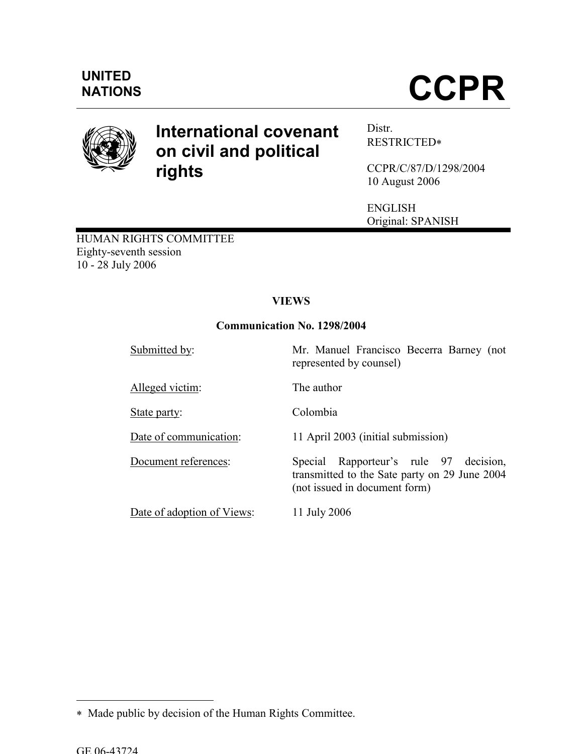UNITED NATIONS

# CCPR

## International covenant on civil and political rights

Distr.
RESTRICTED*

CCPR/C/87/D/1298/2004
10 August 2006

ENGLISH
Original: SPANISH

HUMAN RIGHTS COMMITTEE
Eighty-seventh session
10 - 28 July 2006

**VIEWS**

**Communication No. 1298/2004**

| | |
|---|---|
| Submitted by: | Mr. Manuel Francisco Becerra Barney (not represented by counsel) |
| Alleged victim: | The author |
| State party: | Colombia |
| Date of communication: | 11 April 2003 (initial submission) |
| Document references: | Special Rapporteur's rule 97 decision, transmitted to the Sate party on 29 June 2004 (not issued in document form) |
| Date of adoption of Views: | 11 July 2006 |

---

* Made public by decision of the Human Rights Committee.

GE.06-43724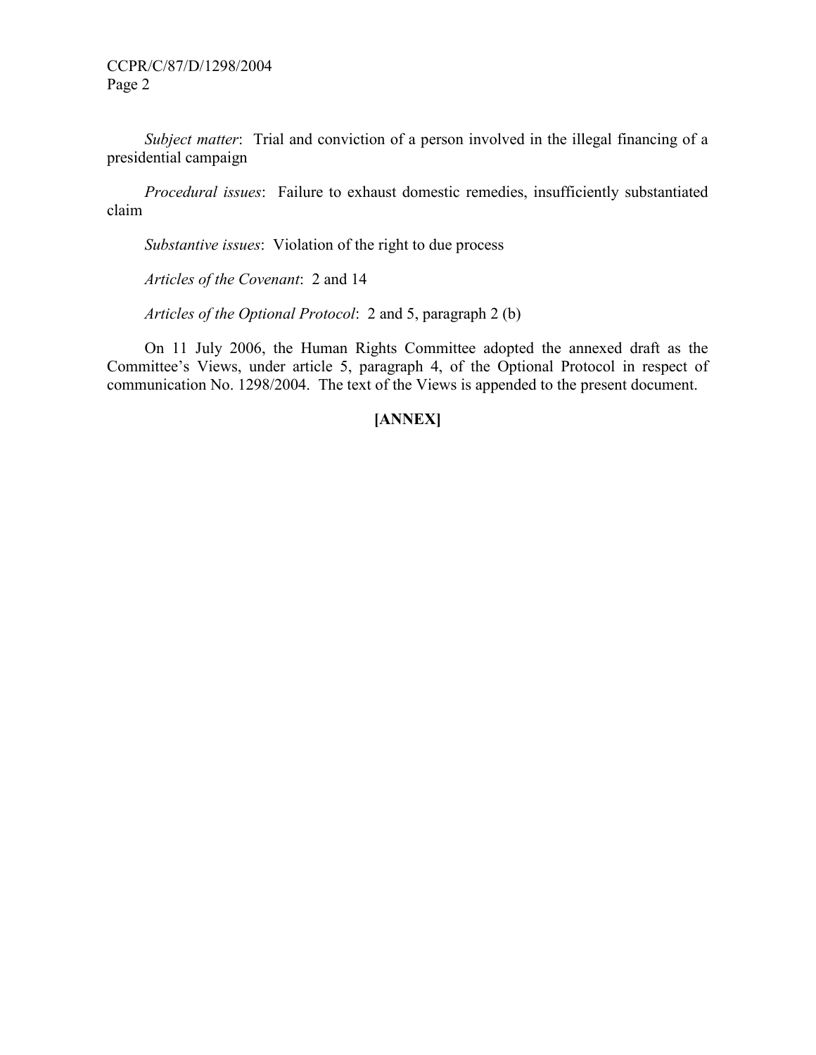*Subject matter*: Trial and conviction of a person involved in the illegal financing of a presidential campaign

*Procedural issues*: Failure to exhaust domestic remedies, insufficiently substantiated claim

*Substantive issues*: Violation of the right to due process

*Articles of the Covenant*: 2 and 14

*Articles of the Optional Protocol*: 2 and 5, paragraph 2 (b)

On 11 July 2006, the Human Rights Committee adopted the annexed draft as the Committee's Views, under article 5, paragraph 4, of the Optional Protocol in respect of communication No. 1298/2004. The text of the Views is appended to the present document.

**[ANNEX]**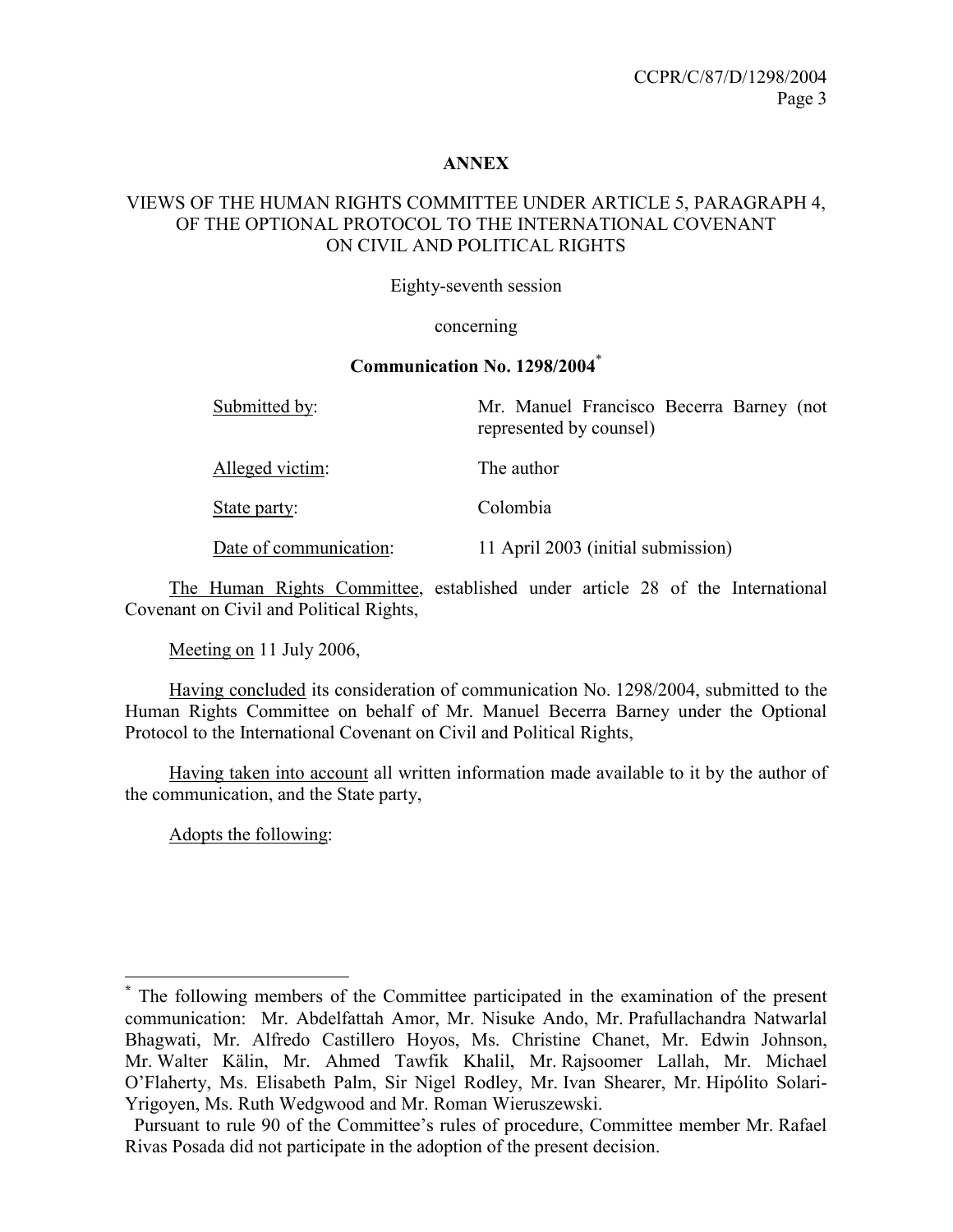**ANNEX**

VIEWS OF THE HUMAN RIGHTS COMMITTEE UNDER ARTICLE 5, PARAGRAPH 4, OF THE OPTIONAL PROTOCOL TO THE INTERNATIONAL COVENANT ON CIVIL AND POLITICAL RIGHTS

Eighty-seventh session

concerning

**Communication No. 1298/2004***

| | |
|---|---|
| Submitted by: | Mr. Manuel Francisco Becerra Barney (not represented by counsel) |
| Alleged victim: | The author |
| State party: | Colombia |
| Date of communication: | 11 April 2003 (initial submission) |

The Human Rights Committee, established under article 28 of the International Covenant on Civil and Political Rights,

Meeting on 11 July 2006,

Having concluded its consideration of communication No. 1298/2004, submitted to the Human Rights Committee on behalf of Mr. Manuel Becerra Barney under the Optional Protocol to the International Covenant on Civil and Political Rights,

Having taken into account all written information made available to it by the author of the communication, and the State party,

Adopts the following:

---

* The following members of the Committee participated in the examination of the present communication: Mr. Abdelfattah Amor, Mr. Nisuke Ando, Mr. Prafullachandra Natwarlal Bhagwati, Mr. Alfredo Castillero Hoyos, Ms. Christine Chanet, Mr. Edwin Johnson, Mr. Walter Kälin, Mr. Ahmed Tawfik Khalil, Mr. Rajsoomer Lallah, Mr. Michael O'Flaherty, Ms. Elisabeth Palm, Sir Nigel Rodley, Mr. Ivan Shearer, Mr. Hipólito Solari-Yrigoyen, Ms. Ruth Wedgwood and Mr. Roman Wieruszewski.

Pursuant to rule 90 of the Committee's rules of procedure, Committee member Mr. Rafael Rivas Posada did not participate in the adoption of the present decision.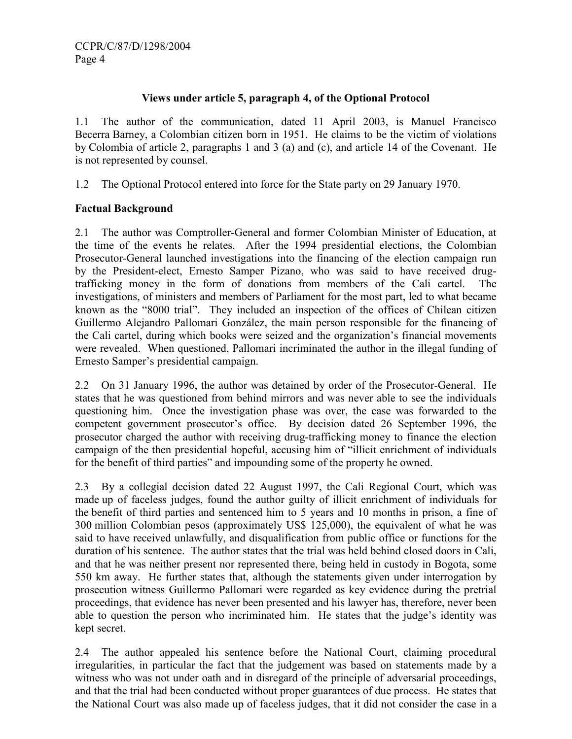### Views under article 5, paragraph 4, of the Optional Protocol

1.1 The author of the communication, dated 11 April 2003, is Manuel Francisco Becerra Barney, a Colombian citizen born in 1951. He claims to be the victim of violations by Colombia of article 2, paragraphs 1 and 3 (a) and (c), and article 14 of the Covenant. He is not represented by counsel.

1.2 The Optional Protocol entered into force for the State party on 29 January 1970.

**Factual Background**

2.1 The author was Comptroller-General and former Colombian Minister of Education, at the time of the events he relates. After the 1994 presidential elections, the Colombian Prosecutor-General launched investigations into the financing of the election campaign run by the President-elect, Ernesto Samper Pizano, who was said to have received drug-trafficking money in the form of donations from members of the Cali cartel. The investigations, of ministers and members of Parliament for the most part, led to what became known as the "8000 trial". They included an inspection of the offices of Chilean citizen Guillermo Alejandro Pallomari González, the main person responsible for the financing of the Cali cartel, during which books were seized and the organization's financial movements were revealed. When questioned, Pallomari incriminated the author in the illegal funding of Ernesto Samper's presidential campaign.

2.2 On 31 January 1996, the author was detained by order of the Prosecutor-General. He states that he was questioned from behind mirrors and was never able to see the individuals questioning him. Once the investigation phase was over, the case was forwarded to the competent government prosecutor's office. By decision dated 26 September 1996, the prosecutor charged the author with receiving drug-trafficking money to finance the election campaign of the then presidential hopeful, accusing him of "illicit enrichment of individuals for the benefit of third parties" and impounding some of the property he owned.

2.3 By a collegial decision dated 22 August 1997, the Cali Regional Court, which was made up of faceless judges, found the author guilty of illicit enrichment of individuals for the benefit of third parties and sentenced him to 5 years and 10 months in prison, a fine of 300 million Colombian pesos (approximately US$ 125,000), the equivalent of what he was said to have received unlawfully, and disqualification from public office or functions for the duration of his sentence. The author states that the trial was held behind closed doors in Cali, and that he was neither present nor represented there, being held in custody in Bogota, some 550 km away. He further states that, although the statements given under interrogation by prosecution witness Guillermo Pallomari were regarded as key evidence during the pretrial proceedings, that evidence has never been presented and his lawyer has, therefore, never been able to question the person who incriminated him. He states that the judge's identity was kept secret.

2.4 The author appealed his sentence before the National Court, claiming procedural irregularities, in particular the fact that the judgement was based on statements made by a witness who was not under oath and in disregard of the principle of adversarial proceedings, and that the trial had been conducted without proper guarantees of due process. He states that the National Court was also made up of faceless judges, that it did not consider the case in a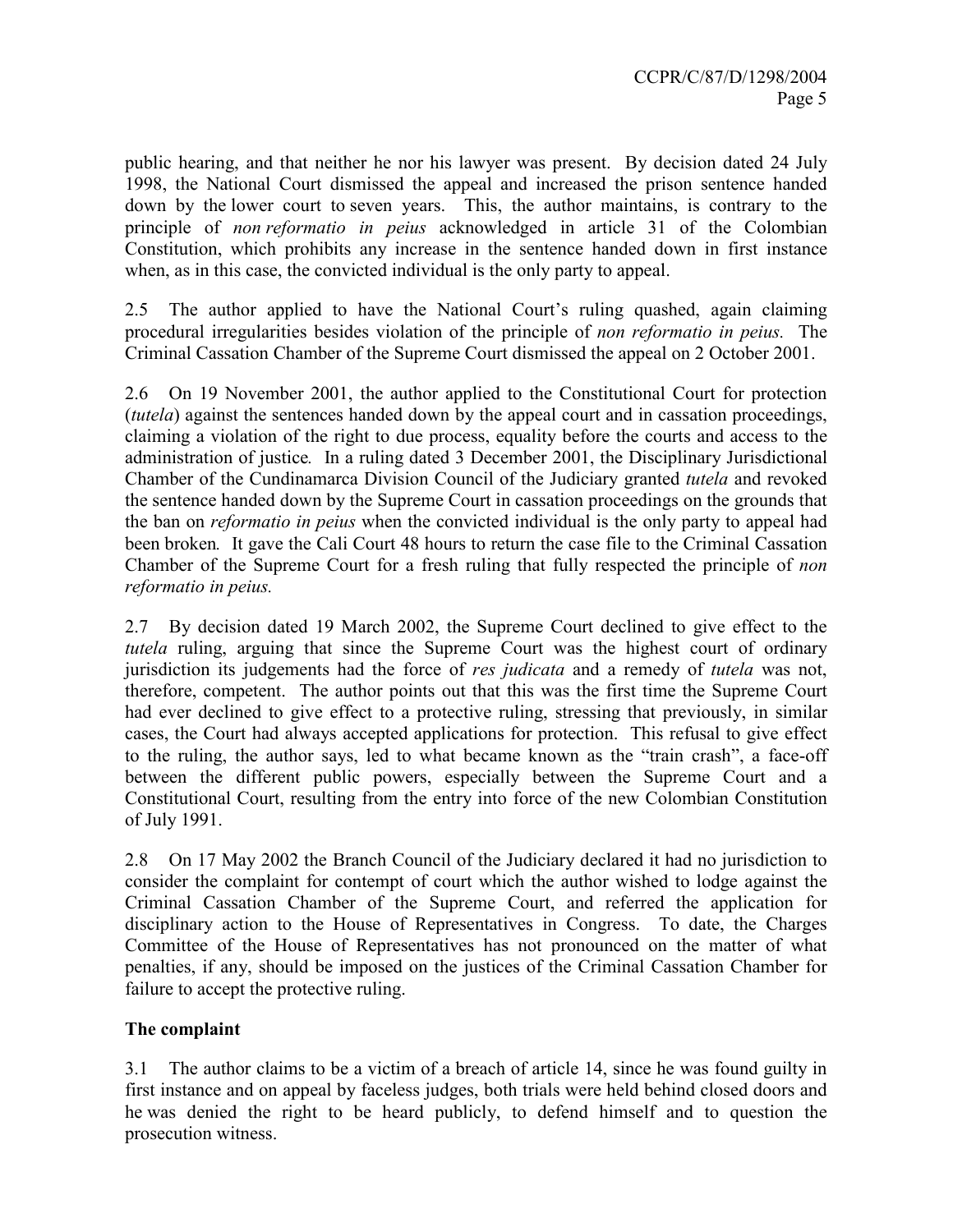public hearing, and that neither he nor his lawyer was present. By decision dated 24 July 1998, the National Court dismissed the appeal and increased the prison sentence handed down by the lower court to seven years. This, the author maintains, is contrary to the principle of *non reformatio in peius* acknowledged in article 31 of the Colombian Constitution, which prohibits any increase in the sentence handed down in first instance when, as in this case, the convicted individual is the only party to appeal.

2.5 The author applied to have the National Court's ruling quashed, again claiming procedural irregularities besides violation of the principle of *non reformatio in peius.* The Criminal Cassation Chamber of the Supreme Court dismissed the appeal on 2 October 2001.

2.6 On 19 November 2001, the author applied to the Constitutional Court for protection (*tutela*) against the sentences handed down by the appeal court and in cassation proceedings, claiming a violation of the right to due process, equality before the courts and access to the administration of justice. In a ruling dated 3 December 2001, the Disciplinary Jurisdictional Chamber of the Cundinamarca Division Council of the Judiciary granted *tutela* and revoked the sentence handed down by the Supreme Court in cassation proceedings on the grounds that the ban on *reformatio in peius* when the convicted individual is the only party to appeal had been broken. It gave the Cali Court 48 hours to return the case file to the Criminal Cassation Chamber of the Supreme Court for a fresh ruling that fully respected the principle of *non reformatio in peius.*

2.7 By decision dated 19 March 2002, the Supreme Court declined to give effect to the *tutela* ruling, arguing that since the Supreme Court was the highest court of ordinary jurisdiction its judgements had the force of *res judicata* and a remedy of *tutela* was not, therefore, competent. The author points out that this was the first time the Supreme Court had ever declined to give effect to a protective ruling, stressing that previously, in similar cases, the Court had always accepted applications for protection. This refusal to give effect to the ruling, the author says, led to what became known as the "train crash", a face-off between the different public powers, especially between the Supreme Court and a Constitutional Court, resulting from the entry into force of the new Colombian Constitution of July 1991.

2.8 On 17 May 2002 the Branch Council of the Judiciary declared it had no jurisdiction to consider the complaint for contempt of court which the author wished to lodge against the Criminal Cassation Chamber of the Supreme Court, and referred the application for disciplinary action to the House of Representatives in Congress. To date, the Charges Committee of the House of Representatives has not pronounced on the matter of what penalties, if any, should be imposed on the justices of the Criminal Cassation Chamber for failure to accept the protective ruling.

## The complaint

3.1 The author claims to be a victim of a breach of article 14, since he was found guilty in first instance and on appeal by faceless judges, both trials were held behind closed doors and he was denied the right to be heard publicly, to defend himself and to question the prosecution witness.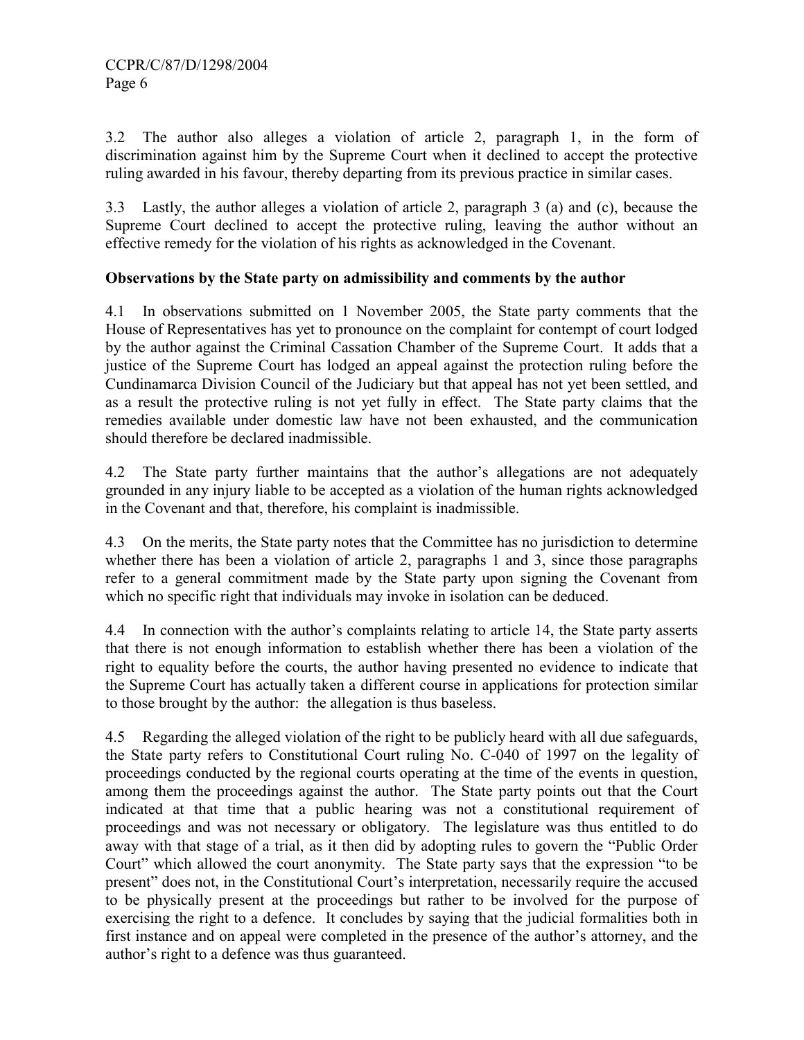3.2 The author also alleges a violation of article 2, paragraph 1, in the form of discrimination against him by the Supreme Court when it declined to accept the protective ruling awarded in his favour, thereby departing from its previous practice in similar cases.

3.3 Lastly, the author alleges a violation of article 2, paragraph 3 (a) and (c), because the Supreme Court declined to accept the protective ruling, leaving the author without an effective remedy for the violation of his rights as acknowledged in the Covenant.

**Observations by the State party on admissibility and comments by the author**

4.1 In observations submitted on 1 November 2005, the State party comments that the House of Representatives has yet to pronounce on the complaint for contempt of court lodged by the author against the Criminal Cassation Chamber of the Supreme Court. It adds that a justice of the Supreme Court has lodged an appeal against the protection ruling before the Cundinamarca Division Council of the Judiciary but that appeal has not yet been settled, and as a result the protective ruling is not yet fully in effect. The State party claims that the remedies available under domestic law have not been exhausted, and the communication should therefore be declared inadmissible.

4.2 The State party further maintains that the author's allegations are not adequately grounded in any injury liable to be accepted as a violation of the human rights acknowledged in the Covenant and that, therefore, his complaint is inadmissible.

4.3 On the merits, the State party notes that the Committee has no jurisdiction to determine whether there has been a violation of article 2, paragraphs 1 and 3, since those paragraphs refer to a general commitment made by the State party upon signing the Covenant from which no specific right that individuals may invoke in isolation can be deduced.

4.4 In connection with the author's complaints relating to article 14, the State party asserts that there is not enough information to establish whether there has been a violation of the right to equality before the courts, the author having presented no evidence to indicate that the Supreme Court has actually taken a different course in applications for protection similar to those brought by the author: the allegation is thus baseless.

4.5 Regarding the alleged violation of the right to be publicly heard with all due safeguards, the State party refers to Constitutional Court ruling No. C-040 of 1997 on the legality of proceedings conducted by the regional courts operating at the time of the events in question, among them the proceedings against the author. The State party points out that the Court indicated at that time that a public hearing was not a constitutional requirement of proceedings and was not necessary or obligatory. The legislature was thus entitled to do away with that stage of a trial, as it then did by adopting rules to govern the "Public Order Court" which allowed the court anonymity. The State party says that the expression "to be present" does not, in the Constitutional Court's interpretation, necessarily require the accused to be physically present at the proceedings but rather to be involved for the purpose of exercising the right to a defence. It concludes by saying that the judicial formalities both in first instance and on appeal were completed in the presence of the author's attorney, and the author's right to a defence was thus guaranteed.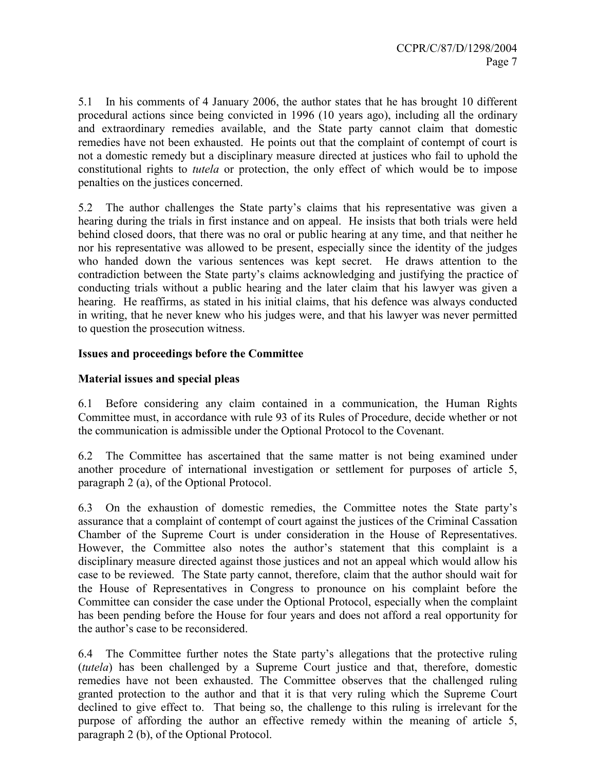5.1 In his comments of 4 January 2006, the author states that he has brought 10 different procedural actions since being convicted in 1996 (10 years ago), including all the ordinary and extraordinary remedies available, and the State party cannot claim that domestic remedies have not been exhausted. He points out that the complaint of contempt of court is not a domestic remedy but a disciplinary measure directed at justices who fail to uphold the constitutional rights to *tutela* or protection, the only effect of which would be to impose penalties on the justices concerned.

5.2 The author challenges the State party's claims that his representative was given a hearing during the trials in first instance and on appeal. He insists that both trials were held behind closed doors, that there was no oral or public hearing at any time, and that neither he nor his representative was allowed to be present, especially since the identity of the judges who handed down the various sentences was kept secret. He draws attention to the contradiction between the State party's claims acknowledging and justifying the practice of conducting trials without a public hearing and the later claim that his lawyer was given a hearing. He reaffirms, as stated in his initial claims, that his defence was always conducted in writing, that he never knew who his judges were, and that his lawyer was never permitted to question the prosecution witness.

**Issues and proceedings before the Committee**

**Material issues and special pleas**

6.1 Before considering any claim contained in a communication, the Human Rights Committee must, in accordance with rule 93 of its Rules of Procedure, decide whether or not the communication is admissible under the Optional Protocol to the Covenant.

6.2 The Committee has ascertained that the same matter is not being examined under another procedure of international investigation or settlement for purposes of article 5, paragraph 2 (a), of the Optional Protocol.

6.3 On the exhaustion of domestic remedies, the Committee notes the State party's assurance that a complaint of contempt of court against the justices of the Criminal Cassation Chamber of the Supreme Court is under consideration in the House of Representatives. However, the Committee also notes the author's statement that this complaint is a disciplinary measure directed against those justices and not an appeal which would allow his case to be reviewed. The State party cannot, therefore, claim that the author should wait for the House of Representatives in Congress to pronounce on his complaint before the Committee can consider the case under the Optional Protocol, especially when the complaint has been pending before the House for four years and does not afford a real opportunity for the author's case to be reconsidered.

6.4 The Committee further notes the State party's allegations that the protective ruling (*tutela*) has been challenged by a Supreme Court justice and that, therefore, domestic remedies have not been exhausted. The Committee observes that the challenged ruling granted protection to the author and that it is that very ruling which the Supreme Court declined to give effect to. That being so, the challenge to this ruling is irrelevant for the purpose of affording the author an effective remedy within the meaning of article 5, paragraph 2 (b), of the Optional Protocol.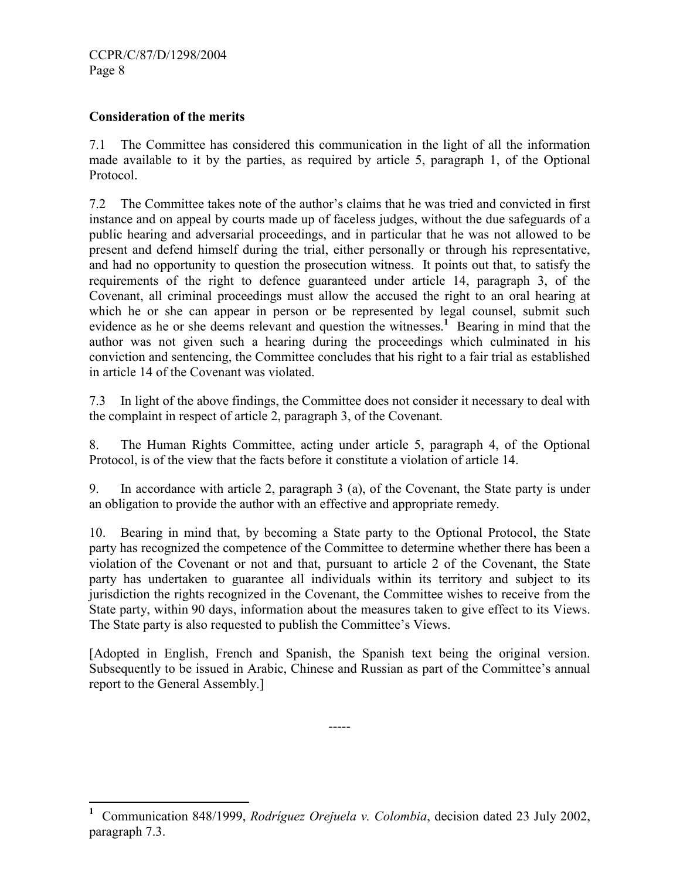**Consideration of the merits**

7.1 The Committee has considered this communication in the light of all the information made available to it by the parties, as required by article 5, paragraph 1, of the Optional Protocol.

7.2 The Committee takes note of the author's claims that he was tried and convicted in first instance and on appeal by courts made up of faceless judges, without the due safeguards of a public hearing and adversarial proceedings, and in particular that he was not allowed to be present and defend himself during the trial, either personally or through his representative, and had no opportunity to question the prosecution witness. It points out that, to satisfy the requirements of the right to defence guaranteed under article 14, paragraph 3, of the Covenant, all criminal proceedings must allow the accused the right to an oral hearing at which he or she can appear in person or be represented by legal counsel, submit such evidence as he or she deems relevant and question the witnesses.[1] Bearing in mind that the author was not given such a hearing during the proceedings which culminated in his conviction and sentencing, the Committee concludes that his right to a fair trial as established in article 14 of the Covenant was violated.

7.3 In light of the above findings, the Committee does not consider it necessary to deal with the complaint in respect of article 2, paragraph 3, of the Covenant.

8. The Human Rights Committee, acting under article 5, paragraph 4, of the Optional Protocol, is of the view that the facts before it constitute a violation of article 14.

9. In accordance with article 2, paragraph 3 (a), of the Covenant, the State party is under an obligation to provide the author with an effective and appropriate remedy.

10. Bearing in mind that, by becoming a State party to the Optional Protocol, the State party has recognized the competence of the Committee to determine whether there has been a violation of the Covenant or not and that, pursuant to article 2 of the Covenant, the State party has undertaken to guarantee all individuals within its territory and subject to its jurisdiction the rights recognized in the Covenant, the Committee wishes to receive from the State party, within 90 days, information about the measures taken to give effect to its Views. The State party is also requested to publish the Committee's Views.

[Adopted in English, French and Spanish, the Spanish text being the original version. Subsequently to be issued in Arabic, Chinese and Russian as part of the Committee's annual report to the General Assembly.]

-----

[1] Communication 848/1999, *Rodríguez Orejuela v. Colombia*, decision dated 23 July 2002, paragraph 7.3.